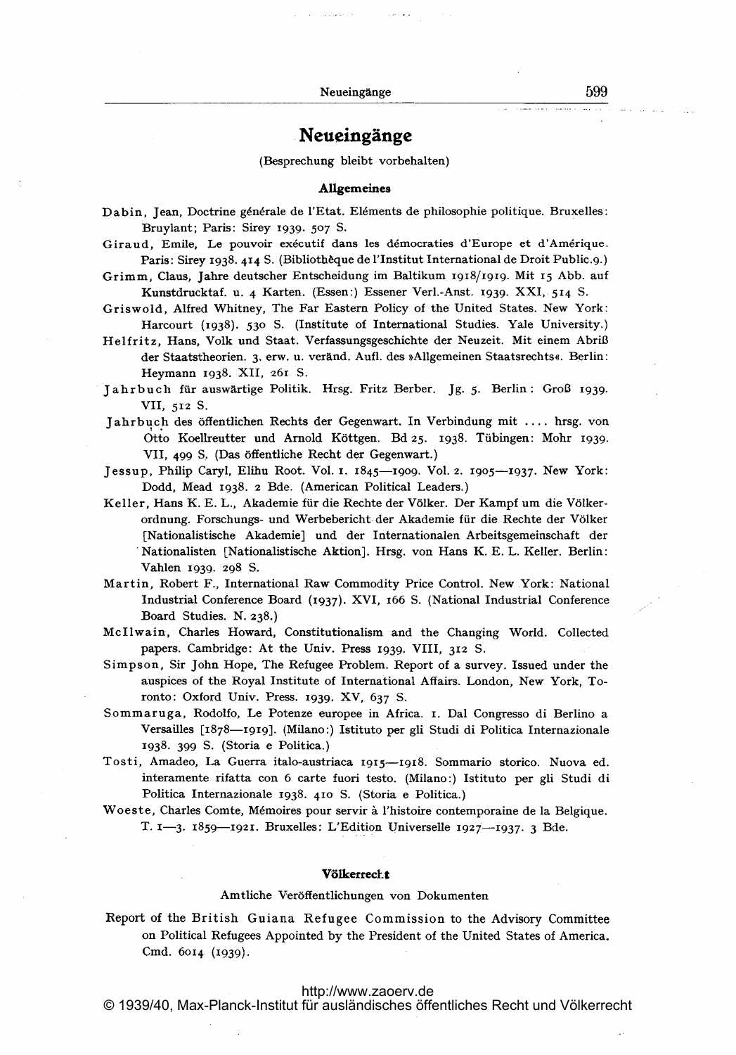# Neueingänge

(Besprechung bleibt vorbehalten)

## Allgemeines

Dabin, Jean, Doctrine générale de l'Etat. Eléments de philosophie politique. Bruxelles: Bruylant; Paris: Sirey 1939. 507 S.

Giraud, Emile, Le pouvoir exécutif dans les démocraties d'Europe et d'Amérique. Paris: Sirey 1938. 414 S. (Bibliothèque de l'Institut International de Droit Public. 9.)

Grimm, Claus, Jahre deutscher Entscheidung im Baltikum 1918/1919. Mit 15 Abb. auf Kunstdrucktaf. u. 4 Karten. (Essen:) Essener Verl.-Anst. 1939. XXI, 514 S.

Griswold, Alfred Whitney, The Far Eastern Policy of the United States. New York: Harcourt (1938). 530 S. (Institute of International Studies. Yale University.)

Helfritz, Hans, Volk und Staat. Verfassungsgeschichte der Neuzeit. Mit einem Abriß der Staatstheorien. 3. erw. u. veränd. Aufl. des »Allgemeinen Staatsrechts«. Berlin: Heymann 1938. XII, 261 S.

Jahrbuch für auswärtige Politik. Hrsg. Fritz Berber. Jg. 5. Berlin: Groß 1939. VII, 512 S.

Jahrbuch des öffentlichen Rechts der Gegenwart. In Verbindung mit .... hrsg. von Otto Koellreutter und Arnold Köttgen. Bd 25. 1938. Tübingen: Mohr 1939. VII, 499 S. (Das öffentliche Recht der Gegenwart.)

Jessup, Philip Caryl, Elihu Root. Vol. 1. 1845—1909. Vol. 2. 1905—1937. New York: Dodd, Mead 1938. 2 Bde. (American Political Leaders.)

Keller, Hans K. E. L., Akademie für die Rechte der Völker. Der Kampf um die Völkerordnung. Forschungs- und Werbebericht der Akademie für die Rechte der Völker [Nationalistische Akademie] und der Internationalen Arbeitsgemeinschaft der Nationalisten [Nationalistische Aktion]. Hrsg. von Hans K. E. L. Keller. Berlin: Vahlen 1939. 298 S.

Martin, Robert F., International Raw Commodity Price Control. New York: National Industrial Conference Board (1937). XVI, 166 S. (National Industrial Conference Board Studies. N. 238.)

McIlwain, Charles Howard, Constitutionalism and the Changing World. Collected papers. Cambridge: At the Univ. Press 1939. VIII, 312 S.

Simpson, Sir John Hope, The Refugee Problem. Report of a survey. Issued under the auspices of the Royal Institute of International Affairs. London, New York, Toronto: Oxford Univ. Press. 1939. XV, 637 S.

Sommaruga, Rodolfo, Le Potenze europee in Africa. 1. Dal Congresso di Berlino a Versailles [1878—1919]. (Milano:) Istituto per gli Studi di Politica Internazionale 1938. 399 S. (Storia e Politica.)

Tosti, Amadeo, La Guerra italo-austriaca 1915—1918. Sommario storico. Nuova ed. interamente rifatta con 6 carte fuori testo. (Milano:) Istituto per gli Studi di Politica Internazionale 1938. 410 S. (Storia e Politica.)

Woeste, Charles Comte, Mémoires pour servir à l'histoire contemporaine de la Belgique. T. 1—3. 1859—1921. Bruxelles: L'Edition Universelle 1927—1937. 3 Bde.

## Völkerrecht

### Amtliche Veröffentlichungen von Dokumenten

Report of the British Guiana Refugee Commission to the Advisory Committee on Political Refugees Appointed by the President of the United States of America. Cmd. 6014 (1939).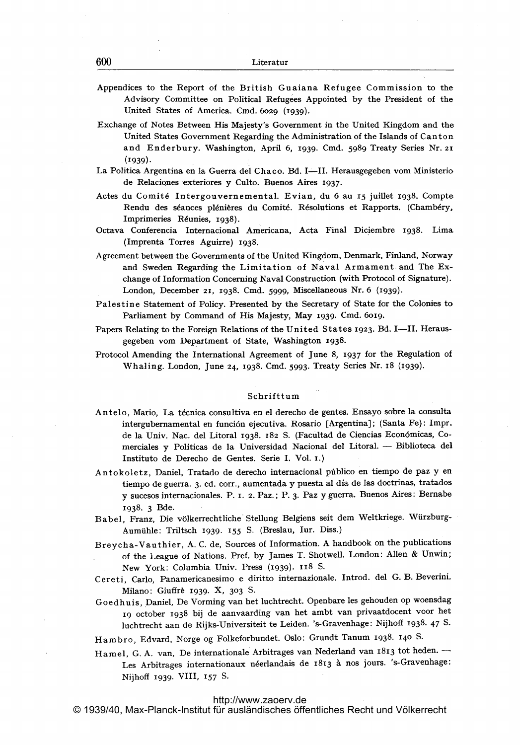Appendices to the Report of the British Guaiana Refugee Commission to the Advisory Committee on Political Refugees Appointed by the President of the United States of America. Cmd. 6029 (1939).

Exchange of Notes Between His Majesty's Government in the United Kingdom and the United States Government Regarding the Administration of the Islands of Canton and Enderbury. Washington, April 6, 1939. Cmd. 5989 Treaty Series Nr. 21 (1939).

La Politica Argentina en la Guerra del Chaco. Bd. I—II. Herausgegeben vom Ministerio de Relaciones exteriores y Culto. Buenos Aires 1937.

Actes du Comité Intergouvernemental. Evian, du 6 au 15 juillet 1938. Compte Rendu des séances plénières du Comité. Résolutions et Rapports. (Chambéry, Imprimeries Réunies, 1938).

Octava Conferencia Internacional Americana, Acta Final Diciembre 1938. Lima (Imprenta Torres Aguirre) 1938.

Agreement between the Governments of the United Kingdom, Denmark, Finland, Norway and Sweden Regarding the Limitation of Naval Armament and The Exchange of Information Concerning Naval Construction (with Protocol of Signature). London, December 21, 1938. Cmd. 5999, Miscellaneous Nr. 6 (1939).

Palestine Statement of Policy. Presented by the Secretary of State for the Colonies to Parliament by Command of His Majesty, May 1939. Cmd. 6019.

Papers Relating to the Foreign Relations of the United States 1923. Bd. I—II. Herausgegeben vom Department of State, Washington 1938.

Protocol Amending the International Agreement of June 8, 1937 for the Regulation of Whaling. London, June 24, 1938. Cmd. 5993. Treaty Series Nr. 18 (1939).

## Schrifttum

Antelo, Mario, La técnica consultiva en el derecho de gentes. Ensayo sobre la consulta intergubernamental en función ejecutiva. Rosario [Argentina]; (Santa Fe): Impr. de la Univ. Nac. del Litoral 1938. 182 S. (Facultad de Ciencias Económicas, Comerciales y Políticas de la Universidad Nacional del Litoral. — Biblioteca del Instituto de Derecho de Gentes. Serie I. Vol. 1.)

Antokoletz, Daniel, Tratado de derecho internacional público en tiempo de paz y en tiempo de guerra. 3. ed. corr., aumentada y puesta al día de las doctrinas, tratados y sucesos internacionales. P. 1. 2. Paz.; P. 3. Paz y guerra. Buenos Aires: Bernabe 1938. 3 Bde.

Babel, Franz, Die völkerrechtliche Stellung Belgiens seit dem Weltkriege. Würzburg-Aumühle: Triltsch 1939. 155 S. (Breslau, Iur. Diss.)

Breycha-Vauthier, A. C. de, Sources of Information. A handbook on the publications of the League of Nations. Pref. by James T. Shotwell. London: Allen & Unwin; New York: Columbia Univ. Press (1939). 118 S.

Cereti, Carlo, Panamericanesimo e diritto internazionale. Introd. del G. B. Beverini. Milano: Giuffrè 1939. X, 303 S.

Goedhuis, Daniel, De Vorming van het luchtrecht. Openbare les gehouden op woensdag 19 october 1938 bij de aanvaarding van het ambt van privaatdocent voor het luchtrecht aan de Rijks-Universiteit te Leiden. 's-Gravenhage: Nijhoff 1938. 47 S.

Hambro, Edvard, Norge og Folkeforbundet. Oslo: Grundt Tanum 1938. 140 S.

Hamel, G. A. van, De internationale Arbitrages van Nederland van 1813 tot heden. — Les Arbitrages internationaux néerlandais de 1813 à nos jours. 's-Gravenhage: Nijhoff 1939. VIII, 157 S.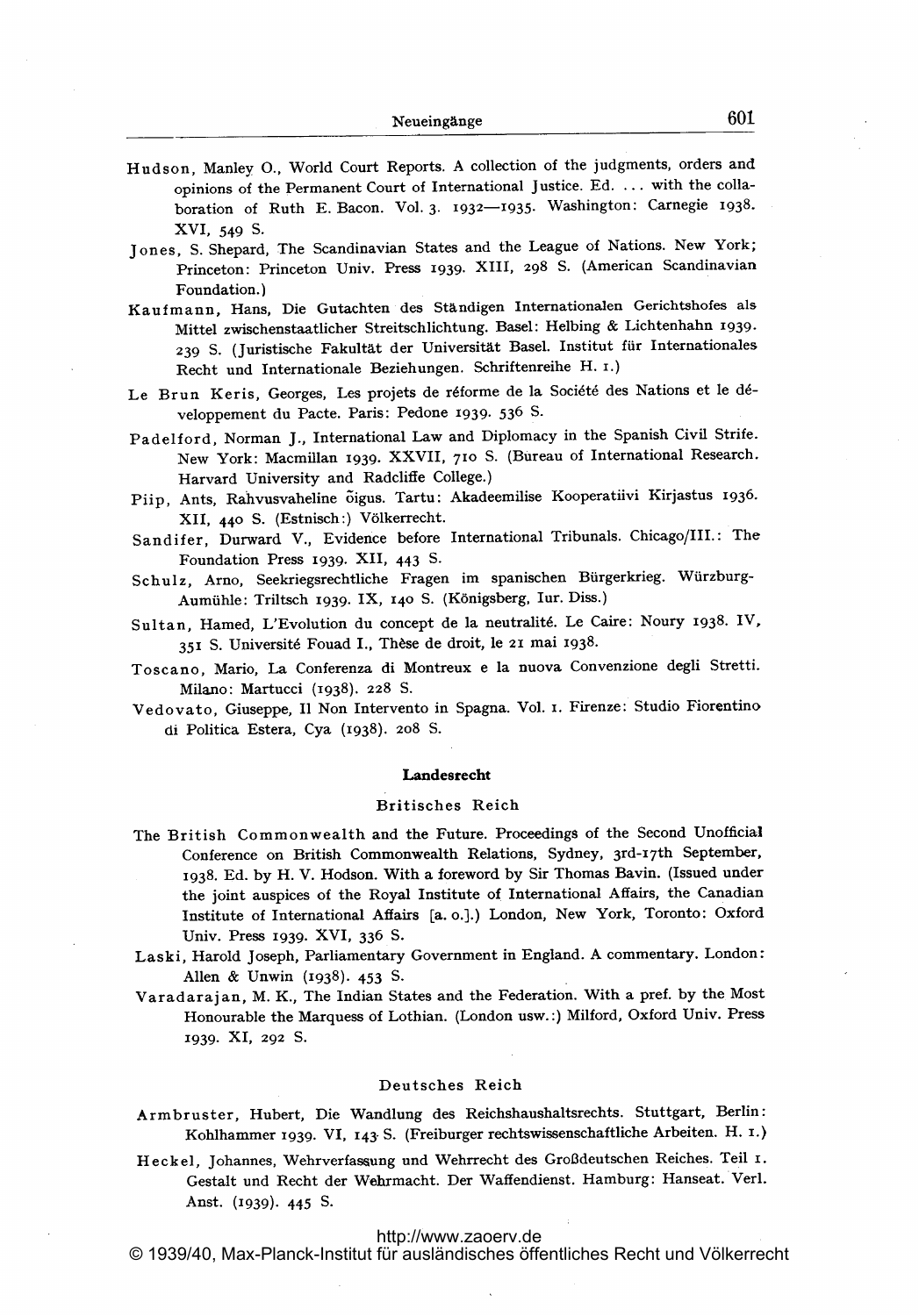Hudson, Manley O., World Court Reports. A collection of the judgments, orders and opinions of the Permanent Court of International Justice. Ed. ... with the collaboration of Ruth E. Bacon. Vol. 3. 1932—1935. Washington: Carnegie 1938. XVI, 549 S.

Jones, S. Shepard, The Scandinavian States and the League of Nations. New York; Princeton: Princeton Univ. Press 1939. XIII, 298 S. (American Scandinavian Foundation.)

Kaufmann, Hans, Die Gutachten des Ständigen Internationalen Gerichtshofes als Mittel zwischenstaatlicher Streitschlichtung. Basel: Helbing & Lichtenhahn 1939. 239 S. (Juristische Fakultät der Universität Basel. Institut für Internationales Recht und Internationale Beziehungen. Schriftenreihe H. 1.)

Le Brun Keris, Georges, Les projets de réforme de la Société des Nations et le développement du Pacte. Paris: Pedone 1939. 536 S.

Padelford, Norman J., International Law and Diplomacy in the Spanish Civil Strife. New York: Macmillan 1939. XXVII, 710 S. (Bureau of International Research. Harvard University and Radcliffe College.)

Piip, Ants, Rahvusvaheline õigus. Tartu: Akadeemilise Kooperatiivi Kirjastus 1936. XII, 440 S. (Estnisch:) Völkerrecht.

Sandifer, Durward V., Evidence before International Tribunals. Chicago/Ill.: The Foundation Press 1939. XII, 443 S.

Schulz, Arno, Seekriegsrechtliche Fragen im spanischen Bürgerkrieg. Würzburg-Aumühle: Triltsch 1939. IX, 140 S. (Königsberg, Iur. Diss.)

Sultan, Hamed, L'Evolution du concept de la neutralité. Le Caire: Noury 1938. IV, 351 S. Université Fouad I., Thèse de droit, le 21 mai 1938.

Toscano, Mario, La Conferenza di Montreux e la nuova Convenzione degli Stretti. Milano: Martucci (1938). 228 S.

Vedovato, Giuseppe, Il Non Intervento in Spagna. Vol. 1. Firenze: Studio Fiorentino di Politica Estera, Cya (1938). 208 S.

## Landesrecht

### Britisches Reich

The British Commonwealth and the Future. Proceedings of the Second Unofficial Conference on British Commonwealth Relations, Sydney, 3rd-17th September, 1938. Ed. by H. V. Hodson. With a foreword by Sir Thomas Bavin. (Issued under the joint auspices of the Royal Institute of International Affairs, the Canadian Institute of International Affairs [a. o.].) London, New York, Toronto: Oxford Univ. Press 1939. XVI, 336 S.

Laski, Harold Joseph, Parliamentary Government in England. A commentary. London: Allen & Unwin (1938). 453 S.

Varadarajan, M. K., The Indian States and the Federation. With a pref. by the Most Honourable the Marquess of Lothian. (London usw.:) Milford, Oxford Univ. Press 1939. XI, 292 S.

### Deutsches Reich

Armbruster, Hubert, Die Wandlung des Reichshaushaltsrechts. Stuttgart, Berlin: Kohlhammer 1939. VI, 143 S. (Freiburger rechtswissenschaftliche Arbeiten. H. 1.)

Heckel, Johannes, Wehrverfassung und Wehrrecht des Großdeutschen Reiches. Teil 1. Gestalt und Recht der Wehrmacht. Der Waffendienst. Hamburg: Hanseat. Verl. Anst. (1939). 445 S.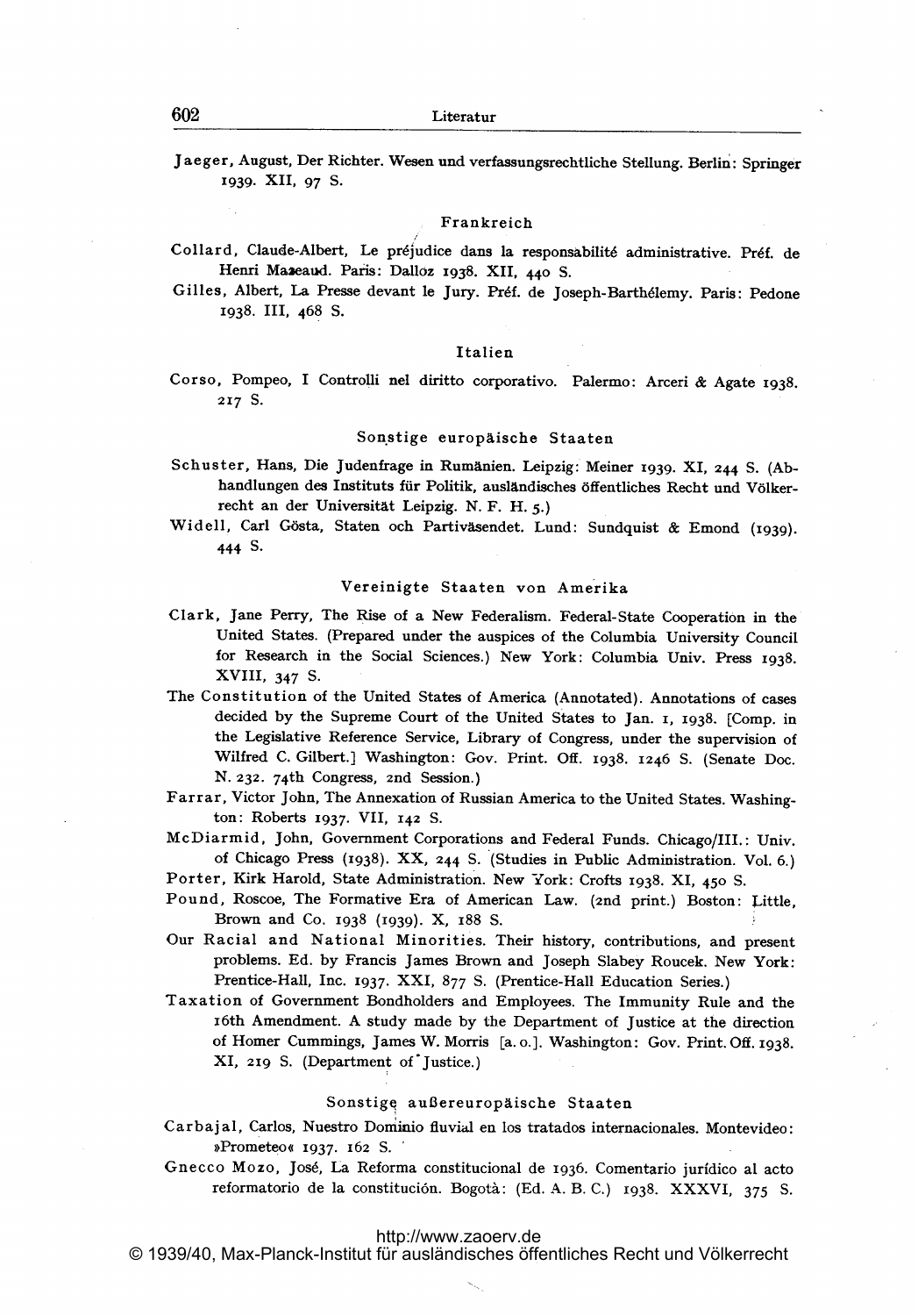Jaeger, August, Der Richter. Wesen und verfassungsrechtliche Stellung. Berlin: Springer 1939. XII, 97 S.

### Frankreich

Collard, Claude-Albert, Le préjudice dans la responsabilité administrative. Préf. de Henri Mazeaud. Paris: Dalloz 1938. XII, 440 S.

Gilles, Albert, La Presse devant le Jury. Préf. de Joseph-Barthélemy. Paris: Pedone 1938. III, 468 S.

### Italien

Corso, Pompeo, I Controlli nel diritto corporativo. Palermo: Arceri & Agate 1938. 217 S.

### Sonstige europäische Staaten

Schuster, Hans, Die Judenfrage in Rumänien. Leipzig: Meiner 1939. XI, 244 S. (Abhandlungen des Instituts für Politik, ausländisches öffentliches Recht und Völkerrecht an der Universität Leipzig. N. F. H. 5.)

Widell, Carl Gösta, Staten och Partiväsendet. Lund: Sundquist & Emond (1939). 444 S.

### Vereinigte Staaten von Amerika

Clark, Jane Perry, The Rise of a New Federalism. Federal-State Cooperation in the United States. (Prepared under the auspices of the Columbia University Council for Research in the Social Sciences.) New York: Columbia Univ. Press 1938. XVIII, 347 S.

The Constitution of the United States of America (Annotated). Annotations of cases decided by the Supreme Court of the United States to Jan. 1, 1938. [Comp. in the Legislative Reference Service, Library of Congress, under the supervision of Wilfred C. Gilbert.] Washington: Gov. Print. Off. 1938. 1246 S. (Senate Doc. N. 232. 74th Congress, 2nd Session.)

Farrar, Victor John, The Annexation of Russian America to the United States. Washington: Roberts 1937. VII, 142 S.

McDiarmid, John, Government Corporations and Federal Funds. Chicago/Ill.: Univ. of Chicago Press (1938). XX, 244 S. (Studies in Public Administration. Vol. 6.)

Porter, Kirk Harold, State Administration. New York: Crofts 1938. XI, 450 S.

Pound, Roscoe, The Formative Era of American Law. (2nd print.) Boston: Little, Brown and Co. 1938 (1939). X, 188 S.

Our Racial and National Minorities. Their history, contributions, and present problems. Ed. by Francis James Brown and Joseph Slabey Roucek. New York: Prentice-Hall, Inc. 1937. XXI, 877 S. (Prentice-Hall Education Series.)

Taxation of Government Bondholders and Employees. The Immunity Rule and the 16th Amendment. A study made by the Department of Justice at the direction of Homer Cummings, James W. Morris [a. o.]. Washington: Gov. Print. Off. 1938. XI, 219 S. (Department of Justice.)

### Sonstige außereuropäische Staaten

Carbajal, Carlos, Nuestro Dominio fluvial en los tratados internacionales. Montevideo: »Prometeo« 1937. 162 S.

Gnecco Mozo, José, La Reforma constitucional de 1936. Comentario jurídico al acto reformatorio de la constitución. Bogotà: (Ed. A. B. C.) 1938. XXXVI, 375 S.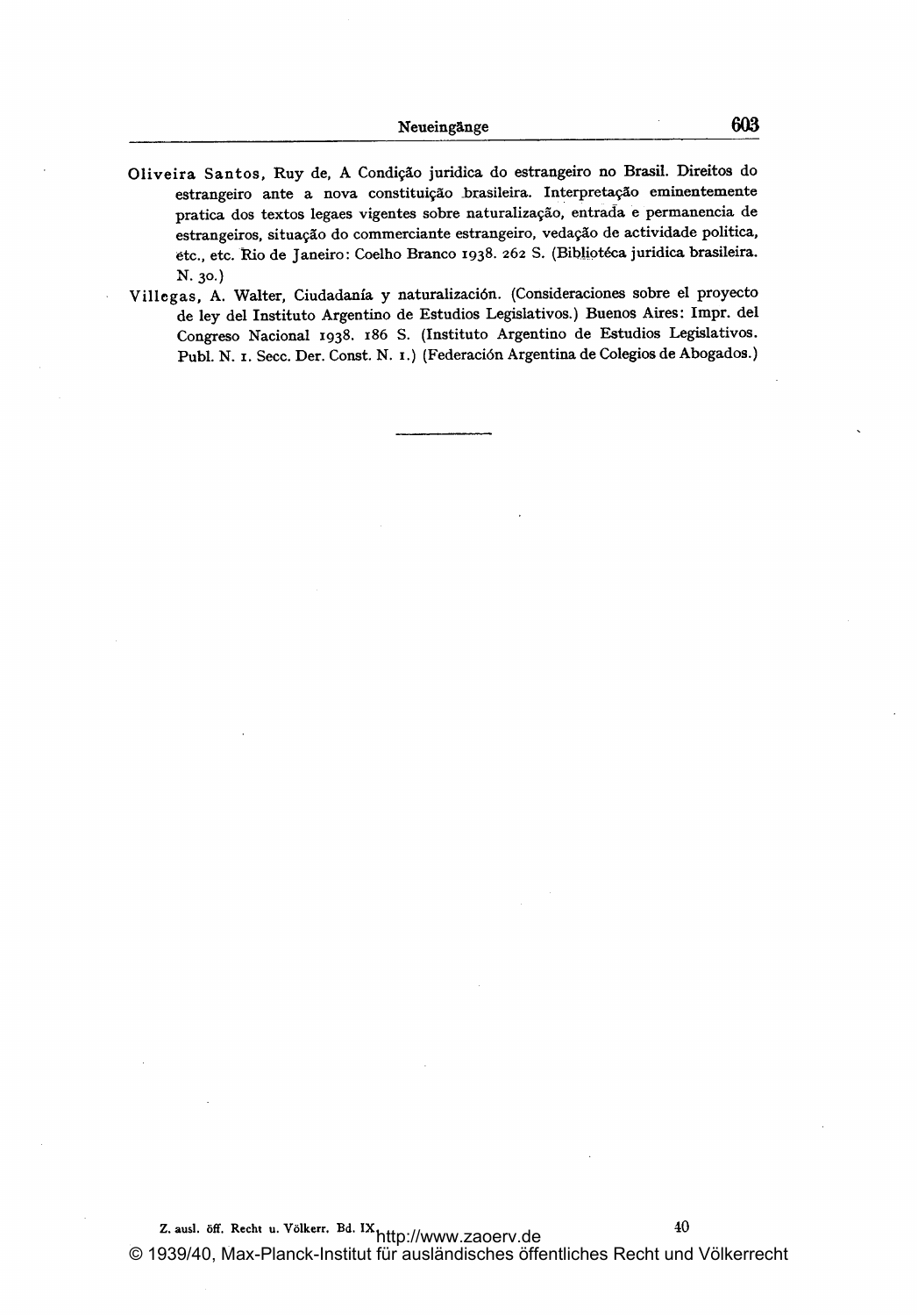**Oliveira Santos**, Ruy de, A Condição juridica do estrangeiro no Brasil. Direitos do estrangeiro ante a nova constituição brasileira. Interpretação eminentemente pratica dos textos legaes vigentes sobre naturalização, entrada e permanencia de estrangeiros, situação do commerciante estrangeiro, vedação de actividade politica, etc., etc. Rio de Janeiro: Coelho Branco 1938. 262 S. (Bibliotéca juridica brasileira. N. 30.)

**Villegas**, A. Walter, Ciudadanía y naturalización. (Consideraciones sobre el proyecto de ley del Instituto Argentino de Estudios Legislativos.) Buenos Aires: Impr. del Congreso Nacional 1938. 186 S. (Instituto Argentino de Estudios Legislativos. Publ. N. 1. Secc. Der. Const. N. 1.) (Federación Argentina de Colegios de Abogados.)

---